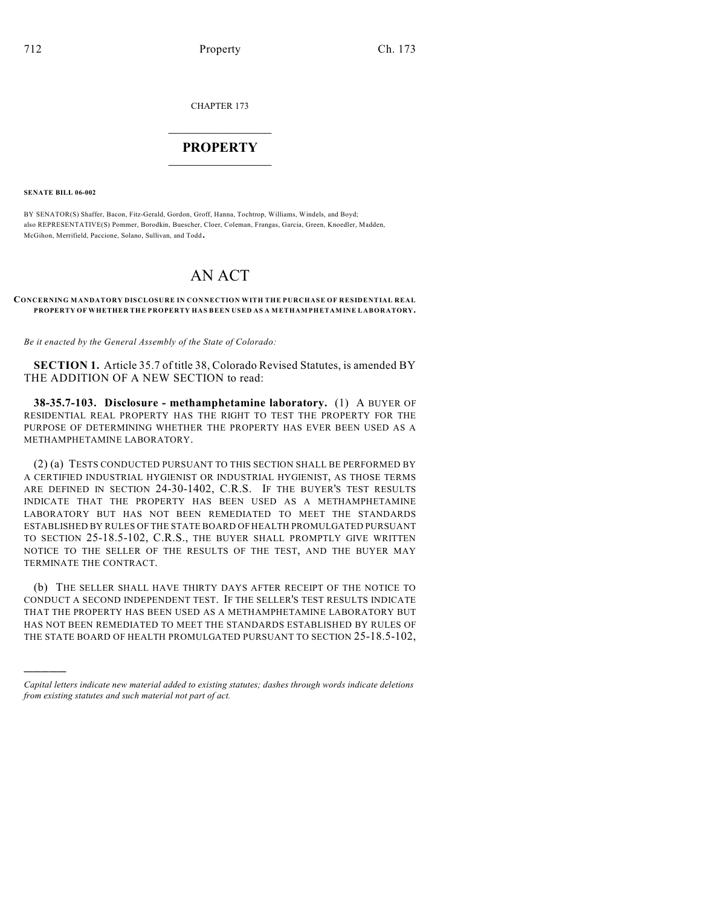CHAPTER 173

## PROPERTY

**SENATE BILL 06-002**

BY SENATOR(S) Shaffer, Bacon, Fitz-Gerald, Gordon, Groff, Hanna, Tochtrop, Williams, Windels, and Boyd;
also REPRESENTATIVE(S) Pommer, Borodkin, Buescher, Cloer, Coleman, Frangas, Garcia, Green, Knoedler, Madden, McGihon, Merrifield, Paccione, Solano, Sullivan, and Todd.

# AN ACT

**CONCERNING MANDATORY DISCLOSURE IN CONNECTION WITH THE PURCHASE OF RESIDENTIAL REAL PROPERTY OF WHETHER THE PROPERTY HAS BEEN USED AS A METHAMPHETAMINE LABORATORY.**

*Be it enacted by the General Assembly of the State of Colorado:*

**SECTION 1.** Article 35.7 of title 38, Colorado Revised Statutes, is amended BY THE ADDITION OF A NEW SECTION to read:

**38-35.7-103. Disclosure - methamphetamine laboratory.** (1) A BUYER OF RESIDENTIAL REAL PROPERTY HAS THE RIGHT TO TEST THE PROPERTY FOR THE PURPOSE OF DETERMINING WHETHER THE PROPERTY HAS EVER BEEN USED AS A METHAMPHETAMINE LABORATORY.

(2) (a) TESTS CONDUCTED PURSUANT TO THIS SECTION SHALL BE PERFORMED BY A CERTIFIED INDUSTRIAL HYGIENIST OR INDUSTRIAL HYGIENIST, AS THOSE TERMS ARE DEFINED IN SECTION 24-30-1402, C.R.S. IF THE BUYER'S TEST RESULTS INDICATE THAT THE PROPERTY HAS BEEN USED AS A METHAMPHETAMINE LABORATORY BUT HAS NOT BEEN REMEDIATED TO MEET THE STANDARDS ESTABLISHED BY RULES OF THE STATE BOARD OF HEALTH PROMULGATED PURSUANT TO SECTION 25-18.5-102, C.R.S., THE BUYER SHALL PROMPTLY GIVE WRITTEN NOTICE TO THE SELLER OF THE RESULTS OF THE TEST, AND THE BUYER MAY TERMINATE THE CONTRACT.

(b) THE SELLER SHALL HAVE THIRTY DAYS AFTER RECEIPT OF THE NOTICE TO CONDUCT A SECOND INDEPENDENT TEST. IF THE SELLER'S TEST RESULTS INDICATE THAT THE PROPERTY HAS BEEN USED AS A METHAMPHETAMINE LABORATORY BUT HAS NOT BEEN REMEDIATED TO MEET THE STANDARDS ESTABLISHED BY RULES OF THE STATE BOARD OF HEALTH PROMULGATED PURSUANT TO SECTION 25-18.5-102,

---

*Capital letters indicate new material added to existing statutes; dashes through words indicate deletions from existing statutes and such material not part of act.*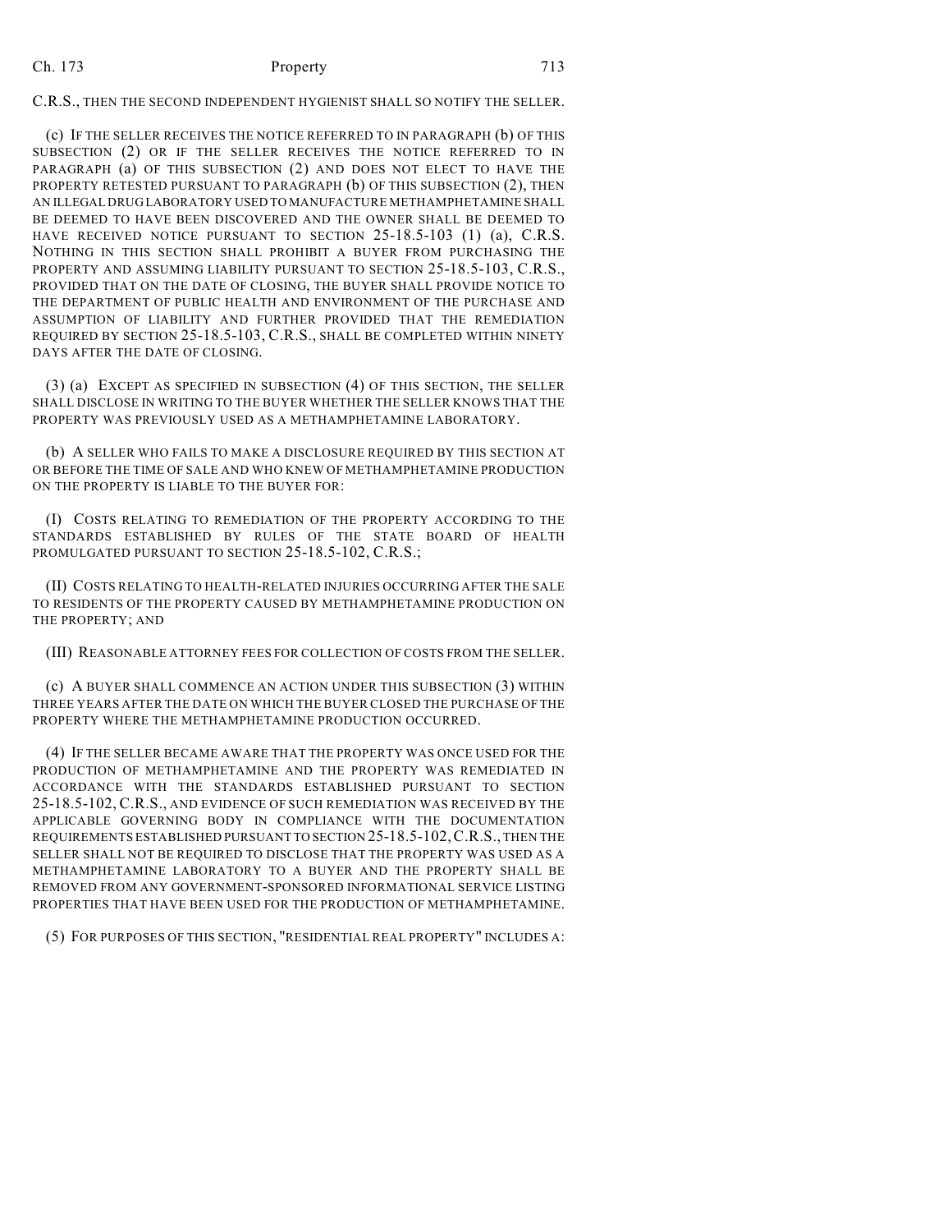C.R.S., THEN THE SECOND INDEPENDENT HYGIENIST SHALL SO NOTIFY THE SELLER.

(c) IF THE SELLER RECEIVES THE NOTICE REFERRED TO IN PARAGRAPH (b) OF THIS SUBSECTION (2) OR IF THE SELLER RECEIVES THE NOTICE REFERRED TO IN PARAGRAPH (a) OF THIS SUBSECTION (2) AND DOES NOT ELECT TO HAVE THE PROPERTY RETESTED PURSUANT TO PARAGRAPH (b) OF THIS SUBSECTION (2), THEN AN ILLEGAL DRUG LABORATORY USED TO MANUFACTURE METHAMPHETAMINE SHALL BE DEEMED TO HAVE BEEN DISCOVERED AND THE OWNER SHALL BE DEEMED TO HAVE RECEIVED NOTICE PURSUANT TO SECTION 25-18.5-103 (1) (a), C.R.S. NOTHING IN THIS SECTION SHALL PROHIBIT A BUYER FROM PURCHASING THE PROPERTY AND ASSUMING LIABILITY PURSUANT TO SECTION 25-18.5-103, C.R.S., PROVIDED THAT ON THE DATE OF CLOSING, THE BUYER SHALL PROVIDE NOTICE TO THE DEPARTMENT OF PUBLIC HEALTH AND ENVIRONMENT OF THE PURCHASE AND ASSUMPTION OF LIABILITY AND FURTHER PROVIDED THAT THE REMEDIATION REQUIRED BY SECTION 25-18.5-103, C.R.S., SHALL BE COMPLETED WITHIN NINETY DAYS AFTER THE DATE OF CLOSING.

(3) (a) EXCEPT AS SPECIFIED IN SUBSECTION (4) OF THIS SECTION, THE SELLER SHALL DISCLOSE IN WRITING TO THE BUYER WHETHER THE SELLER KNOWS THAT THE PROPERTY WAS PREVIOUSLY USED AS A METHAMPHETAMINE LABORATORY.

(b) A SELLER WHO FAILS TO MAKE A DISCLOSURE REQUIRED BY THIS SECTION AT OR BEFORE THE TIME OF SALE AND WHO KNEW OF METHAMPHETAMINE PRODUCTION ON THE PROPERTY IS LIABLE TO THE BUYER FOR:

(I) COSTS RELATING TO REMEDIATION OF THE PROPERTY ACCORDING TO THE STANDARDS ESTABLISHED BY RULES OF THE STATE BOARD OF HEALTH PROMULGATED PURSUANT TO SECTION 25-18.5-102, C.R.S.;

(II) COSTS RELATING TO HEALTH-RELATED INJURIES OCCURRING AFTER THE SALE TO RESIDENTS OF THE PROPERTY CAUSED BY METHAMPHETAMINE PRODUCTION ON THE PROPERTY; AND

(III) REASONABLE ATTORNEY FEES FOR COLLECTION OF COSTS FROM THE SELLER.

(c) A BUYER SHALL COMMENCE AN ACTION UNDER THIS SUBSECTION (3) WITHIN THREE YEARS AFTER THE DATE ON WHICH THE BUYER CLOSED THE PURCHASE OF THE PROPERTY WHERE THE METHAMPHETAMINE PRODUCTION OCCURRED.

(4) IF THE SELLER BECAME AWARE THAT THE PROPERTY WAS ONCE USED FOR THE PRODUCTION OF METHAMPHETAMINE AND THE PROPERTY WAS REMEDIATED IN ACCORDANCE WITH THE STANDARDS ESTABLISHED PURSUANT TO SECTION 25-18.5-102, C.R.S., AND EVIDENCE OF SUCH REMEDIATION WAS RECEIVED BY THE APPLICABLE GOVERNING BODY IN COMPLIANCE WITH THE DOCUMENTATION REQUIREMENTS ESTABLISHED PURSUANT TO SECTION 25-18.5-102, C.R.S., THEN THE SELLER SHALL NOT BE REQUIRED TO DISCLOSE THAT THE PROPERTY WAS USED AS A METHAMPHETAMINE LABORATORY TO A BUYER AND THE PROPERTY SHALL BE REMOVED FROM ANY GOVERNMENT-SPONSORED INFORMATIONAL SERVICE LISTING PROPERTIES THAT HAVE BEEN USED FOR THE PRODUCTION OF METHAMPHETAMINE.

(5) FOR PURPOSES OF THIS SECTION, "RESIDENTIAL REAL PROPERTY" INCLUDES A: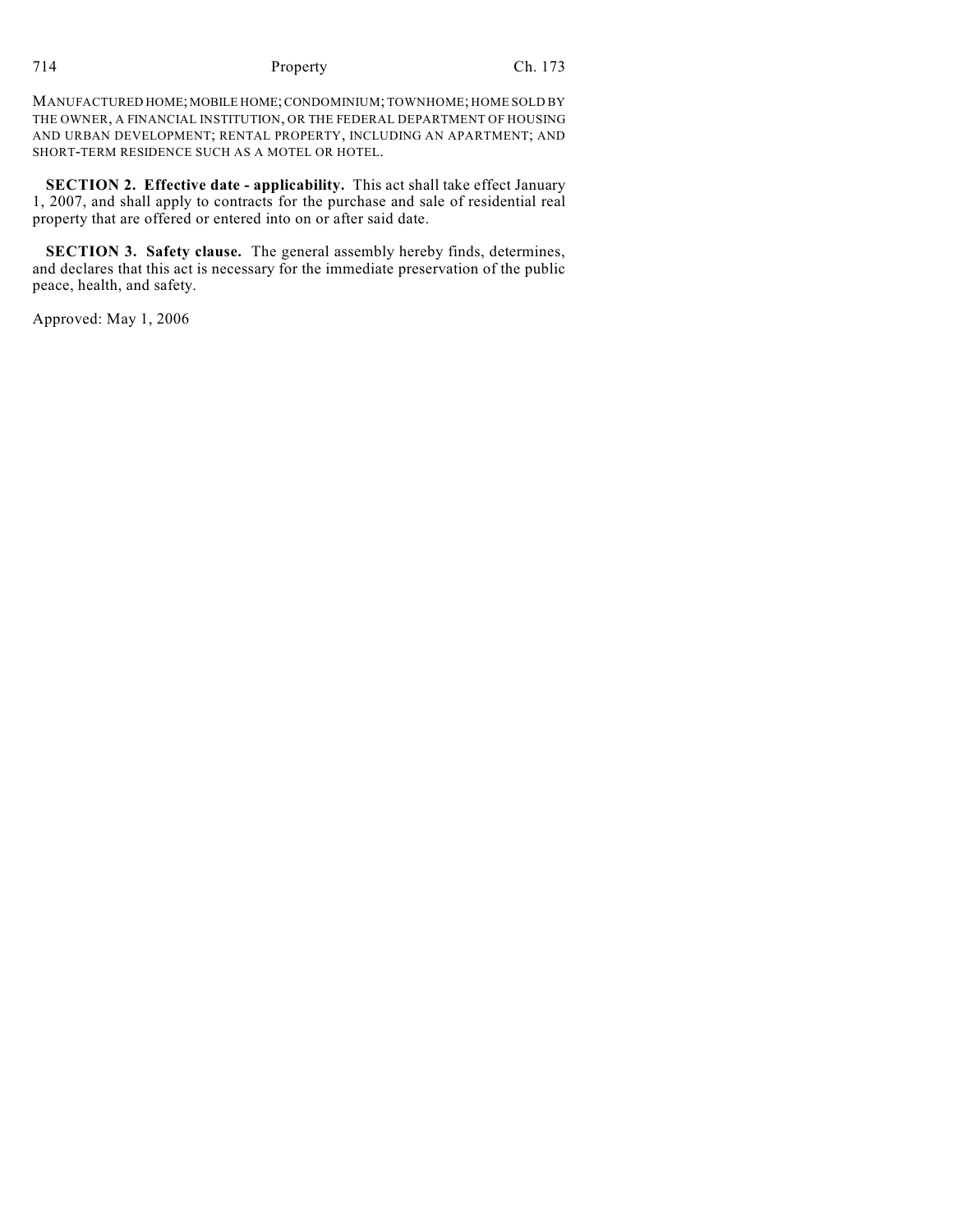MANUFACTURED HOME; MOBILE HOME; CONDOMINIUM; TOWNHOME; HOME SOLD BY THE OWNER, A FINANCIAL INSTITUTION, OR THE FEDERAL DEPARTMENT OF HOUSING AND URBAN DEVELOPMENT; RENTAL PROPERTY, INCLUDING AN APARTMENT; AND SHORT-TERM RESIDENCE SUCH AS A MOTEL OR HOTEL.

**SECTION 2. Effective date - applicability.** This act shall take effect January 1, 2007, and shall apply to contracts for the purchase and sale of residential real property that are offered or entered into on or after said date.

**SECTION 3. Safety clause.** The general assembly hereby finds, determines, and declares that this act is necessary for the immediate preservation of the public peace, health, and safety.

Approved: May 1, 2006